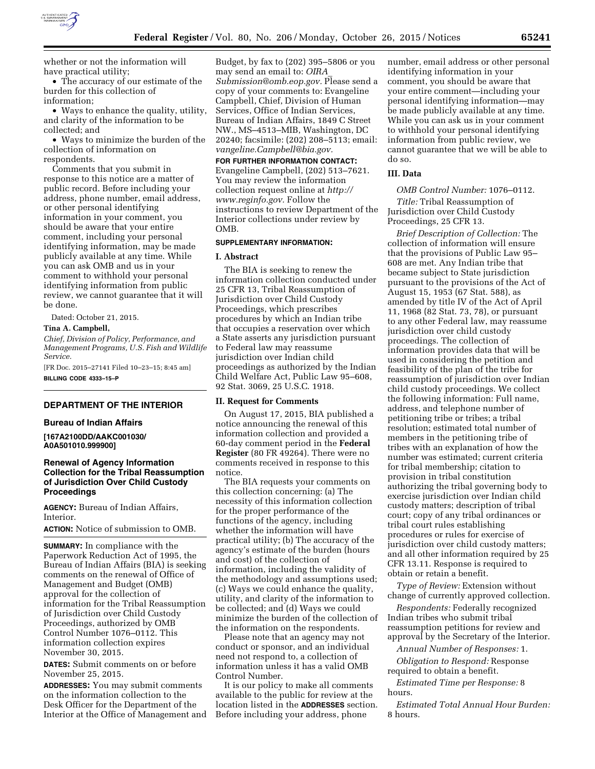whether or not the information will have practical utility;

- The accuracy of our estimate of the burden for this collection of information;
- Ways to enhance the quality, utility, and clarity of the information to be collected; and
- Ways to minimize the burden of the collection of information on respondents.

Comments that you submit in response to this notice are a matter of public record. Before including your address, phone number, email address, or other personal identifying information in your comment, you should be aware that your entire comment, including your personal identifying information, may be made publicly available at any time. While you can ask OMB and us in your comment to withhold your personal identifying information from public review, we cannot guarantee that it will be done.

Dated: October 21, 2015.

**Tina A. Campbell,**

*Chief, Division of Policy, Performance, and Management Programs, U.S. Fish and Wildlife Service.*

[FR Doc. 2015–27141 Filed 10–23–15; 8:45 am]

**BILLING CODE 4333–15–P**

## DEPARTMENT OF THE INTERIOR

### Bureau of Indian Affairs

**[167A2100DD/AAKC001030/ A0A501010.999900]**

### Renewal of Agency Information Collection for the Tribal Reassumption of Jurisdiction Over Child Custody Proceedings

**AGENCY:** Bureau of Indian Affairs, Interior.

**ACTION:** Notice of submission to OMB.

**SUMMARY:** In compliance with the Paperwork Reduction Act of 1995, the Bureau of Indian Affairs (BIA) is seeking comments on the renewal of Office of Management and Budget (OMB) approval for the collection of information for the Tribal Reassumption of Jurisdiction over Child Custody Proceedings, authorized by OMB Control Number 1076–0112. This information collection expires November 30, 2015.

**DATES:** Submit comments on or before November 25, 2015.

**ADDRESSES:** You may submit comments on the information collection to the Desk Officer for the Department of the Interior at the Office of Management and Budget, by fax to (202) 395–5806 or you may send an email to: *OIRA_Submission@omb.eop.gov.* Please send a copy of your comments to: Evangeline Campbell, Chief, Division of Human Services, Office of Indian Services, Bureau of Indian Affairs, 1849 C Street NW., MS–4513–MIB, Washington, DC 20240; facsimile: (202) 208–5113; email: *vangeline.Campbell@bia.gov.*

**FOR FURTHER INFORMATION CONTACT:** Evangeline Campbell, (202) 513–7621. You may review the information collection request online at *http://www.reginfo.gov.* Follow the instructions to review Department of the Interior collections under review by OMB.

**SUPPLEMENTARY INFORMATION:**

#### I. Abstract

The BIA is seeking to renew the information collection conducted under 25 CFR 13, Tribal Reassumption of Jurisdiction over Child Custody Proceedings, which prescribes procedures by which an Indian tribe that occupies a reservation over which a State asserts any jurisdiction pursuant to Federal law may reassume jurisdiction over Indian child proceedings as authorized by the Indian Child Welfare Act, Public Law 95–608, 92 Stat. 3069, 25 U.S.C. 1918.

#### II. Request for Comments

On August 17, 2015, BIA published a notice announcing the renewal of this information collection and provided a 60-day comment period in the **Federal Register** (80 FR 49264). There were no comments received in response to this notice.

The BIA requests your comments on this collection concerning: (a) The necessity of this information collection for the proper performance of the functions of the agency, including whether the information will have practical utility; (b) The accuracy of the agency's estimate of the burden (hours and cost) of the collection of information, including the validity of the methodology and assumptions used; (c) Ways we could enhance the quality, utility, and clarity of the information to be collected; and (d) Ways we could minimize the burden of the collection of the information on the respondents.

Please note that an agency may not conduct or sponsor, and an individual need not respond to, a collection of information unless it has a valid OMB Control Number.

It is our policy to make all comments available to the public for review at the location listed in the **ADDRESSES** section. Before including your address, phone number, email address or other personal identifying information in your comment, you should be aware that your entire comment—including your personal identifying information—may be made publicly available at any time. While you can ask us in your comment to withhold your personal identifying information from public review, we cannot guarantee that we will be able to do so.

#### III. Data

*OMB Control Number:* 1076–0112.

*Title:* Tribal Reassumption of Jurisdiction over Child Custody Proceedings, 25 CFR 13.

*Brief Description of Collection:* The collection of information will ensure that the provisions of Public Law 95–608 are met. Any Indian tribe that became subject to State jurisdiction pursuant to the provisions of the Act of August 15, 1953 (67 Stat. 588), as amended by title IV of the Act of April 11, 1968 (82 Stat. 73, 78), or pursuant to any other Federal law, may reassume jurisdiction over child custody proceedings. The collection of information provides data that will be used in considering the petition and feasibility of the plan of the tribe for reassumption of jurisdiction over Indian child custody proceedings. We collect the following information: Full name, address, and telephone number of petitioning tribe or tribes; a tribal resolution; estimated total number of members in the petitioning tribe of tribes with an explanation of how the number was estimated; current criteria for tribal membership; citation to provision in tribal constitution authorizing the tribal governing body to exercise jurisdiction over Indian child custody matters; description of tribal court; copy of any tribal ordinances or tribal court rules establishing procedures or rules for exercise of jurisdiction over child custody matters; and all other information required by 25 CFR 13.11. Response is required to obtain or retain a benefit.

*Type of Review:* Extension without change of currently approved collection.

*Respondents:* Federally recognized Indian tribes who submit tribal reassumption petitions for review and approval by the Secretary of the Interior.

*Annual Number of Responses:* 1.

*Obligation to Respond:* Response required to obtain a benefit.

*Estimated Time per Response:* 8 hours.

*Estimated Total Annual Hour Burden:* 8 hours.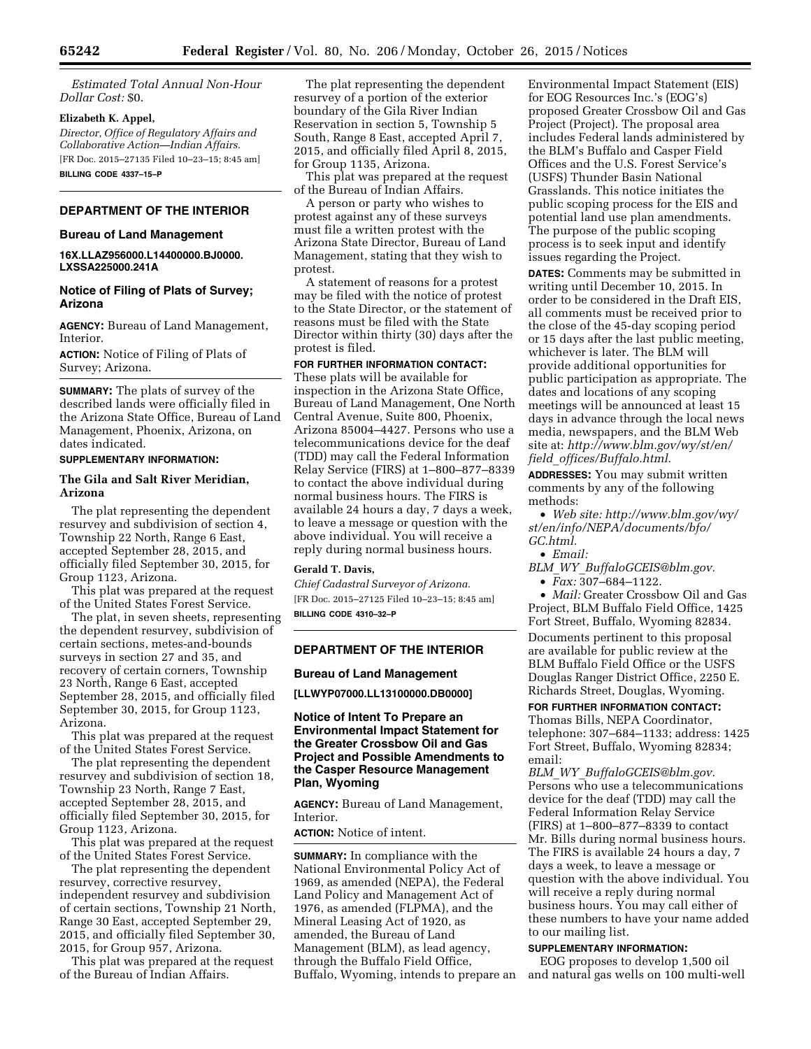*Estimated Total Annual Non-Hour Dollar Cost:* $0.

**Elizabeth K. Appel,**

*Director, Office of Regulatory Affairs and Collaborative Action—Indian Affairs.*

[FR Doc. 2015–27135 Filed 10–23–15; 8:45 am]

**BILLING CODE 4337–15–P**

## DEPARTMENT OF THE INTERIOR

### Bureau of Land Management

**16X.LLAZ956000.L14400000.BJ0000. LXSSA225000.241A**

### Notice of Filing of Plats of Survey; Arizona

**AGENCY:** Bureau of Land Management, Interior.

**ACTION:** Notice of Filing of Plats of Survey; Arizona.

**SUMMARY:** The plats of survey of the described lands were officially filed in the Arizona State Office, Bureau of Land Management, Phoenix, Arizona, on dates indicated.

**SUPPLEMENTARY INFORMATION:**

#### The Gila and Salt River Meridian, Arizona

The plat representing the dependent resurvey and subdivision of section 4, Township 22 North, Range 6 East, accepted September 28, 2015, and officially filed September 30, 2015, for Group 1123, Arizona.

This plat was prepared at the request of the United States Forest Service.

The plat, in seven sheets, representing the dependent resurvey, subdivision of certain sections, metes-and-bounds surveys in section 27 and 35, and recovery of certain corners, Township 23 North, Range 6 East, accepted September 28, 2015, and officially filed September 30, 2015, for Group 1123, Arizona.

This plat was prepared at the request of the United States Forest Service.

The plat representing the dependent resurvey and subdivision of section 18, Township 23 North, Range 7 East, accepted September 28, 2015, and officially filed September 30, 2015, for Group 1123, Arizona.

This plat was prepared at the request of the United States Forest Service.

The plat representing the dependent resurvey, corrective resurvey, independent resurvey and subdivision of certain sections, Township 21 North, Range 30 East, accepted September 29, 2015, and officially filed September 30, 2015, for Group 957, Arizona.

This plat was prepared at the request of the Bureau of Indian Affairs.

The plat representing the dependent resurvey of a portion of the exterior boundary of the Gila River Indian Reservation in section 5, Township 5 South, Range 8 East, accepted April 7, 2015, and officially filed April 8, 2015, for Group 1135, Arizona.

This plat was prepared at the request of the Bureau of Indian Affairs.

A person or party who wishes to protest against any of these surveys must file a written protest with the Arizona State Director, Bureau of Land Management, stating that they wish to protest.

A statement of reasons for a protest may be filed with the notice of protest to the State Director, or the statement of reasons must be filed with the State Director within thirty (30) days after the protest is filed.

**FOR FURTHER INFORMATION CONTACT:** These plats will be available for inspection in the Arizona State Office, Bureau of Land Management, One North Central Avenue, Suite 800, Phoenix, Arizona 85004–4427. Persons who use a telecommunications device for the deaf (TDD) may call the Federal Information Relay Service (FIRS) at 1–800–877–8339 to contact the above individual during normal business hours. The FIRS is available 24 hours a day, 7 days a week, to leave a message or question with the above individual. You will receive a reply during normal business hours.

**Gerald T. Davis,**

*Chief Cadastral Surveyor of Arizona.*

[FR Doc. 2015–27125 Filed 10–23–15; 8:45 am]

**BILLING CODE 4310–32–P**

## DEPARTMENT OF THE INTERIOR

### Bureau of Land Management

**[LLWYP07000.LL13100000.DB0000]**

### Notice of Intent To Prepare an Environmental Impact Statement for the Greater Crossbow Oil and Gas Project and Possible Amendments to the Casper Resource Management Plan, Wyoming

**AGENCY:** Bureau of Land Management, Interior.

**ACTION:** Notice of intent.

**SUMMARY:** In compliance with the National Environmental Policy Act of 1969, as amended (NEPA), the Federal Land Policy and Management Act of 1976, as amended (FLPMA), and the Mineral Leasing Act of 1920, as amended, the Bureau of Land Management (BLM), as lead agency, through the Buffalo Field Office, Buffalo, Wyoming, intends to prepare an Environmental Impact Statement (EIS) for EOG Resources Inc.'s (EOG's) proposed Greater Crossbow Oil and Gas Project (Project). The proposal area includes Federal lands administered by the BLM's Buffalo and Casper Field Offices and the U.S. Forest Service's (USFS) Thunder Basin National Grasslands. This notice initiates the public scoping process for the EIS and potential land use plan amendments. The purpose of the public scoping process is to seek input and identify issues regarding the Project.

**DATES:** Comments may be submitted in writing until December 10, 2015. In order to be considered in the Draft EIS, all comments must be received prior to the close of the 45-day scoping period or 15 days after the last public meeting, whichever is later. The BLM will provide additional opportunities for public participation as appropriate. The dates and locations of any scoping meetings will be announced at least 15 days in advance through the local news media, newspapers, and the BLM Web site at: *http://www.blm.gov/wy/st/en/field_offices/Buffalo.html.*

**ADDRESSES:** You may submit written comments by any of the following methods:

- *Web site: http://www.blm.gov/wy/st/en/info/NEPA/documents/bfo/GC.html.*
- *Email: BLM_WY_BuffaloGCEIS@blm.gov.*
- *Fax:* 307–684–1122.
- *Mail:* Greater Crossbow Oil and Gas Project, BLM Buffalo Field Office, 1425 Fort Street, Buffalo, Wyoming 82834.

Documents pertinent to this proposal are available for public review at the BLM Buffalo Field Office or the USFS Douglas Ranger District Office, 2250 E. Richards Street, Douglas, Wyoming.

**FOR FURTHER INFORMATION CONTACT:** Thomas Bills, NEPA Coordinator, telephone: 307–684–1133; address: 1425 Fort Street, Buffalo, Wyoming 82834; email: *BLM_WY_BuffaloGCEIS@blm.gov.* Persons who use a telecommunications device for the deaf (TDD) may call the Federal Information Relay Service (FIRS) at 1–800–877–8339 to contact Mr. Bills during normal business hours. The FIRS is available 24 hours a day, 7 days a week, to leave a message or question with the above individual. You will receive a reply during normal business hours. You may call either of these numbers to have your name added to our mailing list.

**SUPPLEMENTARY INFORMATION:**

EOG proposes to develop 1,500 oil and natural gas wells on 100 multi-well